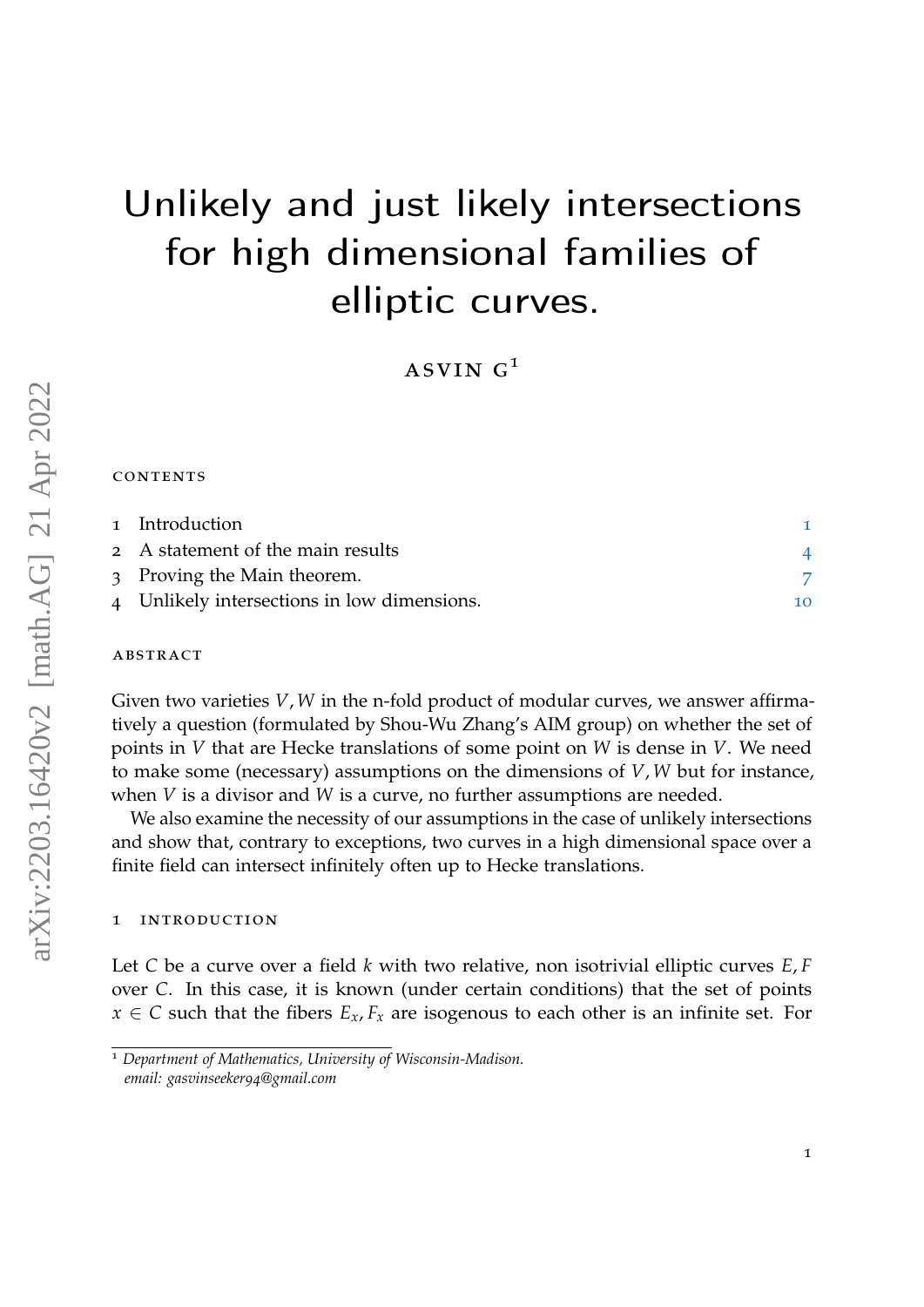# Unlikely and just likely intersections for high dimensional families of elliptic curves.

ASVIN G[1]

CONTENTS

1 Introduction 1
2 A statement of the main results 4
3 Proving the Main theorem. 7
4 Unlikely intersections in low dimensions. 10

ABSTRACT

Given two varieties $V, W$ in the n-fold product of modular curves, we answer affirmatively a question (formulated by Shou-Wu Zhang's AIM group) on whether the set of points in $V$ that are Hecke translations of some point on $W$ is dense in $V$. We need to make some (necessary) assumptions on the dimensions of $V, W$ but for instance, when $V$ is a divisor and $W$ is a curve, no further assumptions are needed.

We also examine the necessity of our assumptions in the case of unlikely intersections and show that, contrary to exceptions, two curves in a high dimensional space over a finite field can intersect infinitely often up to Hecke translations.

## 1 INTRODUCTION

Let $C$ be a curve over a field $k$ with two relative, non isotrivial elliptic curves $E, F$ over $C$. In this case, it is known (under certain conditions) that the set of points $x \in C$ such that the fibers $E_x, F_x$ are isogenous to each other is an infinite set. For

[1] *Department of Mathematics, University of Wisconsin-Madison. email: gasvinseeker94@gmail.com*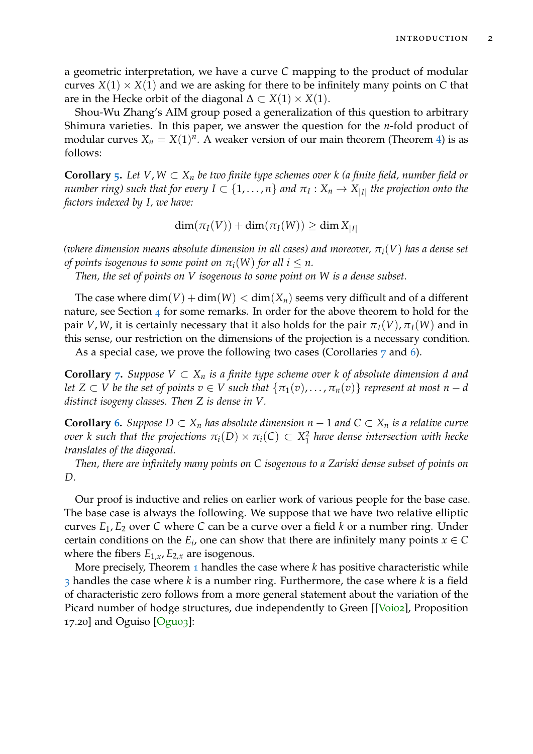a geometric interpretation, we have a curve $C$ mapping to the product of modular curves $X(1) \times X(1)$ and we are asking for there to be infinitely many points on $C$ that are in the Hecke orbit of the diagonal $\Delta \subset X(1) \times X(1)$.

Shou-Wu Zhang's AIM group posed a generalization of this question to arbitrary Shimura varieties. In this paper, we answer the question for the $n$-fold product of modular curves $X_n = X(1)^n$. A weaker version of our main theorem (Theorem 4) is as follows:

**Corollary 5.** *Let $V, W \subset X_n$ be two finite type schemes over $k$ (a finite field, number field or number ring) such that for every $I \subset \{1, \ldots, n\}$ and $\pi_I : X_n \to X_{|I|}$ the projection onto the factors indexed by $I$, we have:*

$$\dim(\pi_I(V)) + \dim(\pi_I(W)) \geq \dim X_{|I|}$$

*(where dimension means absolute dimension in all cases) and moreover, $\pi_i(V)$ has a dense set of points isogenous to some point on $\pi_i(W)$ for all $i \leq n$.*

*Then, the set of points on $V$ isogenous to some point on $W$ is a dense subset.*

The case where $\dim(V) + \dim(W) < \dim(X_n)$ seems very difficult and of a different nature, see Section 4 for some remarks. In order for the above theorem to hold for the pair $V, W$, it is certainly necessary that it also holds for the pair $\pi_I(V), \pi_I(W)$ and in this sense, our restriction on the dimensions of the projection is a necessary condition.

As a special case, we prove the following two cases (Corollaries 7 and 6).

**Corollary 7.** *Suppose $V \subset X_n$ is a finite type scheme over $k$ of absolute dimension $d$ and let $Z \subset V$ be the set of points $v \in V$ such that $\{\pi_1(v), \ldots, \pi_n(v)\}$ represent at most $n - d$ distinct isogeny classes. Then $Z$ is dense in $V$.*

**Corollary 6.** *Suppose $D \subset X_n$ has absolute dimension $n - 1$ and $C \subset X_n$ is a relative curve over $k$ such that the projections $\pi_i(D) \times \pi_i(C) \subset X_1^2$ have dense intersection with hecke translates of the diagonal.*

*Then, there are infinitely many points on $C$ isogenous to a Zariski dense subset of points on $D$.*

Our proof is inductive and relies on earlier work of various people for the base case. The base case is always the following. We suppose that we have two relative elliptic curves $E_1, E_2$ over $C$ where $C$ can be a curve over a field $k$ or a number ring. Under certain conditions on the $E_i$, one can show that there are infinitely many points $x \in C$ where the fibers $E_{1,x}, E_{2,x}$ are isogenous.

More precisely, Theorem 1 handles the case where $k$ has positive characteristic while 3 handles the case where $k$ is a number ring. Furthermore, the case where $k$ is a field of characteristic zero follows from a more general statement about the variation of the Picard number of hodge structures, due independently to Green [[Voi02], Proposition 17.20] and Oguiso [Ogu03]: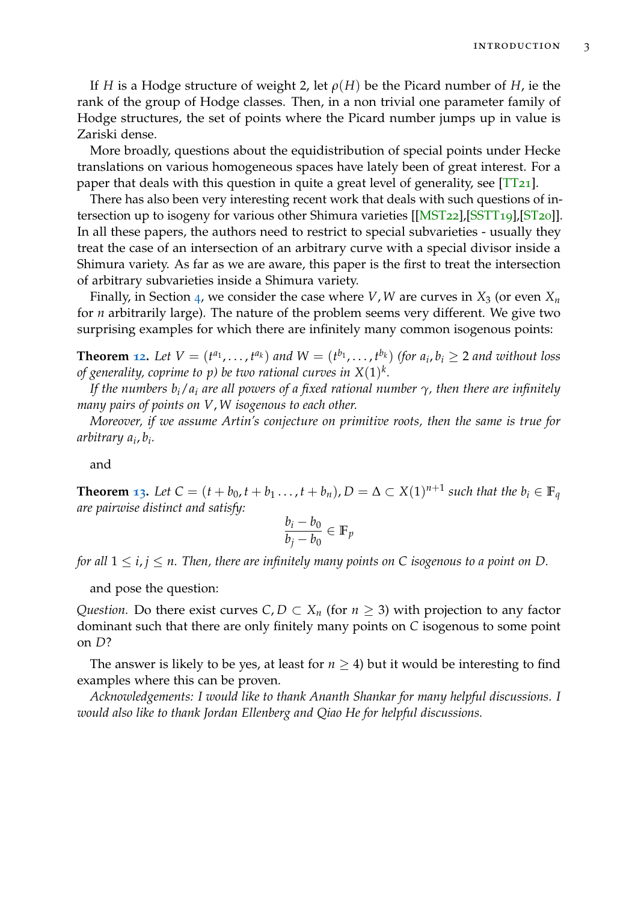If $H$ is a Hodge structure of weight 2, let $\rho(H)$ be the Picard number of $H$, ie the rank of the group of Hodge classes. Then, in a non trivial one parameter family of Hodge structures, the set of points where the Picard number jumps up in value is Zariski dense.

More broadly, questions about the equidistribution of special points under Hecke translations on various homogeneous spaces have lately been of great interest. For a paper that deals with this question in quite a great level of generality, see [TT21].

There has also been very interesting recent work that deals with such questions of intersection up to isogeny for various other Shimura varieties [[MST22],[SSTT19],[ST20]]. In all these papers, the authors need to restrict to special subvarieties - usually they treat the case of an intersection of an arbitrary curve with a special divisor inside a Shimura variety. As far as we are aware, this paper is the first to treat the intersection of arbitrary subvarieties inside a Shimura variety.

Finally, in Section 4, we consider the case where $V, W$ are curves in $X_3$ (or even $X_n$ for $n$ arbitrarily large). The nature of the problem seems very different. We give two surprising examples for which there are infinitely many common isogenous points:

**Theorem 12.** *Let $V = (t^{a_1}, \ldots, t^{a_k})$ and $W = (t^{b_1}, \ldots, t^{b_k})$ (for $a_i, b_i \geq 2$ and without loss of generality, coprime to $p$) be two rational curves in $X(1)^k$.*

*If the numbers $b_i/a_i$ are all powers of a fixed rational number $\gamma$, then there are infinitely many pairs of points on $V, W$ isogenous to each other.*

*Moreover, if we assume Artin's conjecture on primitive roots, then the same is true for arbitrary $a_i, b_i$.*

and

**Theorem 13.** *Let $C = (t + b_0, t + b_1 \ldots, t + b_n), D = \Delta \subset X(1)^{n+1}$ such that the $b_i \in \mathbb{F}_q$ are pairwise distinct and satisfy:*

$$\frac{b_i - b_0}{b_j - b_0} \in \mathbb{F}_p$$

*for all $1 \leq i, j \leq n$. Then, there are infinitely many points on $C$ isogenous to a point on $D$.*

and pose the question:

*Question.* Do there exist curves $C, D \subset X_n$ (for $n \geq 3$) with projection to any factor dominant such that there are only finitely many points on $C$ isogenous to some point on $D$?

The answer is likely to be yes, at least for $n \geq 4$) but it would be interesting to find examples where this can be proven.

*Acknowledgements: I would like to thank Ananth Shankar for many helpful discussions. I would also like to thank Jordan Ellenberg and Qiao He for helpful discussions.*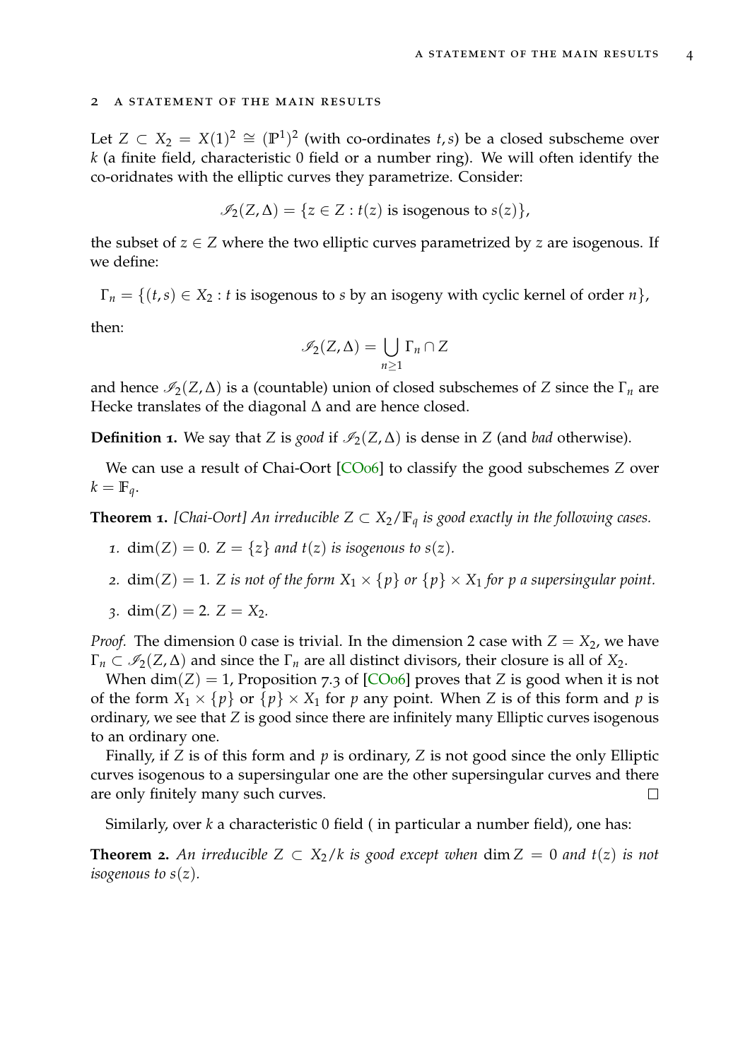## 2 A STATEMENT OF THE MAIN RESULTS

Let $Z \subset X_2 = X(1)^2 \cong (\mathbb{P}^1)^2$ (with co-ordinates $t, s$) be a closed subscheme over $k$ (a finite field, characteristic 0 field or a number ring). We will often identify the co-oridnates with the elliptic curves they parametrize. Consider:

$$\mathscr{I}_2(Z, \Delta) = \{z \in Z : t(z) \text{ is isogenous to } s(z)\},$$

the subset of $z \in Z$ where the two elliptic curves parametrized by $z$ are isogenous. If we define:

$$\Gamma_n = \{(t, s) \in X_2 : t \text{ is isogenous to } s \text{ by an isogeny with cyclic kernel of order } n\},$$

then:

$$\mathscr{I}_2(Z, \Delta) = \bigcup_{n \geq 1} \Gamma_n \cap Z$$

and hence $\mathscr{I}_2(Z, \Delta)$ is a (countable) union of closed subschemes of $Z$ since the $\Gamma_n$ are Hecke translates of the diagonal $\Delta$ and are hence closed.

**Definition 1.** We say that $Z$ is *good* if $\mathscr{I}_2(Z, \Delta)$ is dense in $Z$ (and *bad* otherwise).

We can use a result of Chai-Oort [CO06] to classify the good subschemes $Z$ over $k = \mathbb{F}_q$.

**Theorem 1.** *[Chai-Oort] An irreducible $Z \subset X_2/\mathbb{F}_q$ is good exactly in the following cases.*

1. $\dim(Z) = 0$. *$Z = \{z\}$ and $t(z)$ is isogenous to $s(z)$.*
2. $\dim(Z) = 1$. *$Z$ is not of the form $X_1 \times \{p\}$ or $\{p\} \times X_1$ for $p$ a supersingular point.*
3. $\dim(Z) = 2$. *$Z = X_2$.*

*Proof.* The dimension 0 case is trivial. In the dimension 2 case with $Z = X_2$, we have $\Gamma_n \subset \mathscr{I}_2(Z, \Delta)$ and since the $\Gamma_n$ are all distinct divisors, their closure is all of $X_2$.

When $\dim(Z) = 1$, Proposition 7.3 of [CO06] proves that $Z$ is good when it is not of the form $X_1 \times \{p\}$ or $\{p\} \times X_1$ for $p$ any point. When $Z$ is of this form and $p$ is ordinary, we see that $Z$ is good since there are infinitely many Elliptic curves isogenous to an ordinary one.

Finally, if $Z$ is of this form and $p$ is ordinary, $Z$ is not good since the only Elliptic curves isogenous to a supersingular one are the other supersingular curves and there are only finitely many such curves. $\square$

Similarly, over $k$ a characteristic 0 field ( in particular a number field), one has:

**Theorem 2.** *An irreducible $Z \subset X_2/k$ is good except when $\dim Z = 0$ and $t(z)$ is not isogenous to $s(z)$.*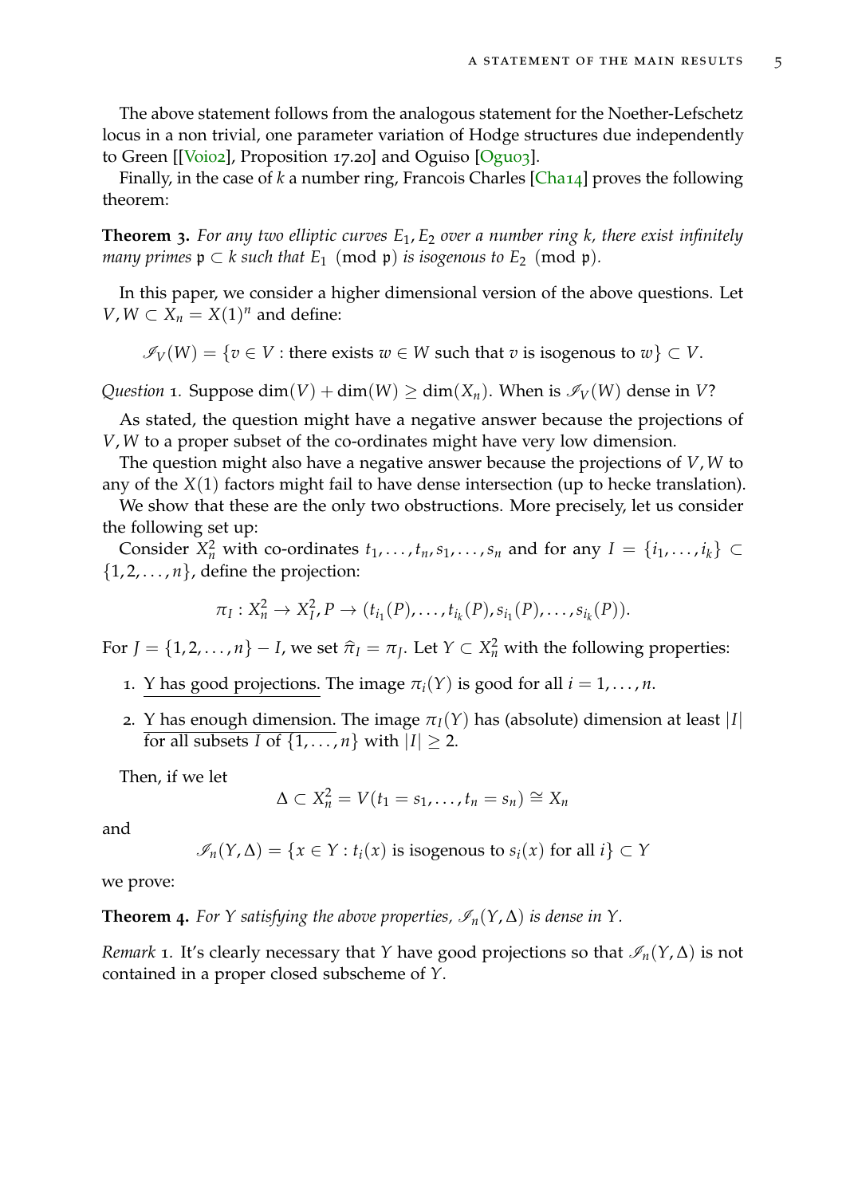The above statement follows from the analogous statement for the Noether-Lefschetz locus in a non trivial, one parameter variation of Hodge structures due independently to Green [[Voi02], Proposition 17.20] and Oguiso [Ogu03].

Finally, in the case of $k$ a number ring, Francois Charles [Cha14] proves the following theorem:

**Theorem 3.** *For any two elliptic curves $E_1, E_2$ over a number ring $k$, there exist infinitely many primes $\mathfrak{p} \subset k$ such that $E_1 \pmod{\mathfrak{p}}$ is isogenous to $E_2 \pmod{\mathfrak{p}}$.*

In this paper, we consider a higher dimensional version of the above questions. Let $V, W \subset X_n = X(1)^n$ and define:

$$\mathscr{I}_V(W) = \{v \in V : \text{there exists } w \in W \text{ such that } v \text{ is isogenous to } w\} \subset V.$$

*Question* 1. Suppose $\dim(V) + \dim(W) \geq \dim(X_n)$. When is $\mathscr{I}_V(W)$ dense in $V$?

As stated, the question might have a negative answer because the projections of $V, W$ to a proper subset of the co-ordinates might have very low dimension.

The question might also have a negative answer because the projections of $V, W$ to any of the $X(1)$ factors might fail to have dense intersection (up to hecke translation).

We show that these are the only two obstructions. More precisely, let us consider the following set up:

Consider $X_n^2$ with co-ordinates $t_1, \ldots, t_n, s_1, \ldots, s_n$ and for any $I = \{i_1, \ldots, i_k\} \subset \{1, 2, \ldots, n\}$, define the projection:

$$\pi_I : X_n^2 \to X_I^2, P \to (t_{i_1}(P), \ldots, t_{i_k}(P), s_{i_1}(P), \ldots, s_{i_k}(P)).$$

For $J = \{1, 2, \ldots, n\} - I$, we set $\widehat{\pi}_I = \pi_J$. Let $Y \subset X_n^2$ with the following properties:

1. Y has good projections. The image $\pi_i(Y)$ is good for all $i = 1, \ldots, n$.
2. Y has enough dimension. The image $\pi_I(Y)$ has (absolute) dimension at least $|I|$ for all subsets $I$ of $\{1, \ldots, n\}$ with $|I| \geq 2$.

Then, if we let

$$\Delta \subset X_n^2 = V(t_1 = s_1, \ldots, t_n = s_n) \cong X_n$$

and

$$\mathscr{I}_n(Y, \Delta) = \{x \in Y : t_i(x) \text{ is isogenous to } s_i(x) \text{ for all } i\} \subset Y$$

we prove:

**Theorem 4.** *For $Y$ satisfying the above properties, $\mathscr{I}_n(Y, \Delta)$ is dense in $Y$.*

*Remark* 1. It's clearly necessary that $Y$ have good projections so that $\mathscr{I}_n(Y, \Delta)$ is not contained in a proper closed subscheme of $Y$.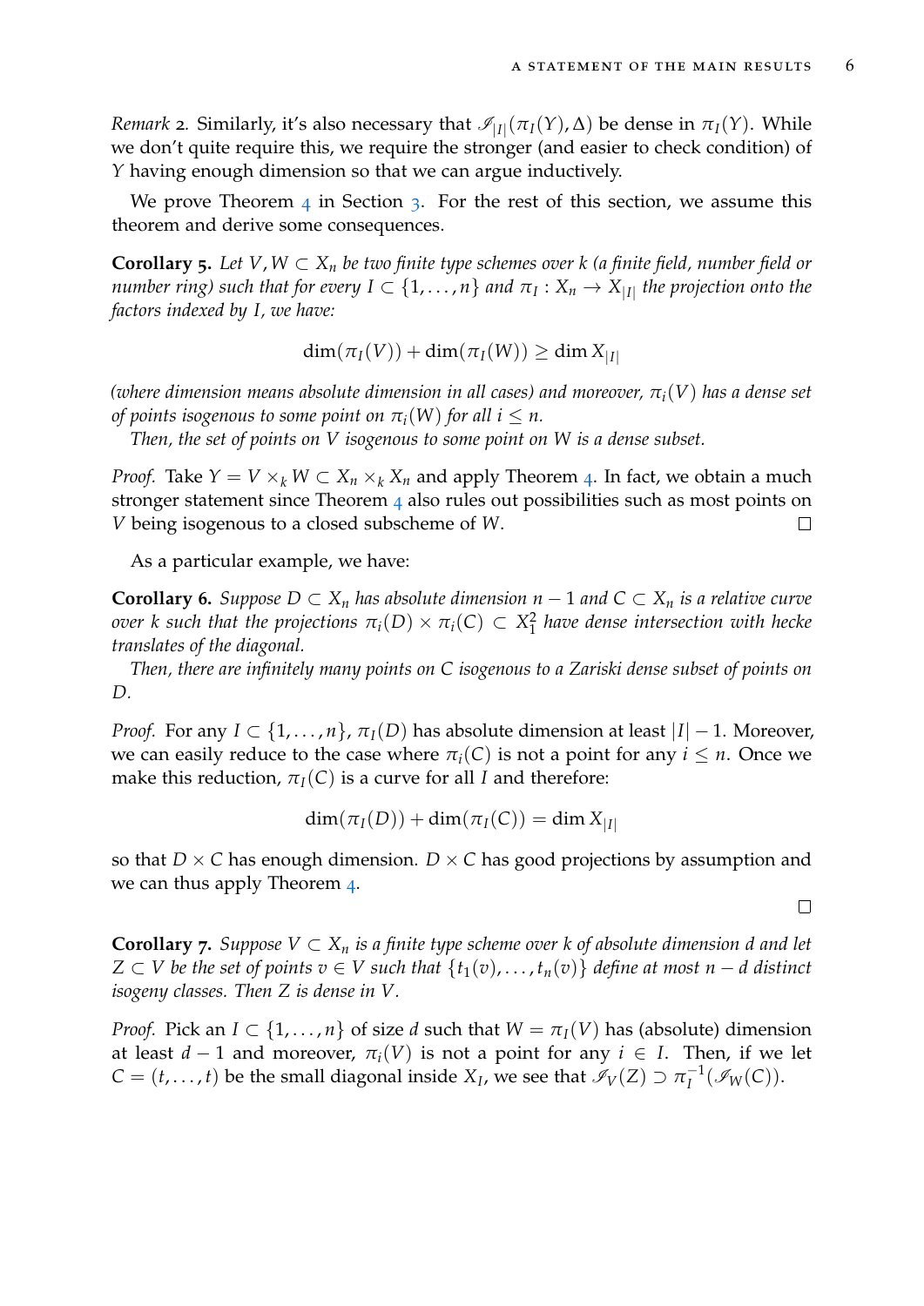*Remark* 2. Similarly, it's also necessary that $\mathscr{I}_{|I|}(\pi_I(Y), \Delta)$ be dense in $\pi_I(Y)$. While we don't quite require this, we require the stronger (and easier to check condition) of $Y$ having enough dimension so that we can argue inductively.

We prove Theorem 4 in Section 3. For the rest of this section, we assume this theorem and derive some consequences.

**Corollary 5.** *Let $V, W \subset X_n$ be two finite type schemes over $k$ (a finite field, number field or number ring) such that for every $I \subset \{1, \ldots, n\}$ and $\pi_I : X_n \to X_{|I|}$ the projection onto the factors indexed by $I$, we have:*

$$\dim(\pi_I(V)) + \dim(\pi_I(W)) \geq \dim X_{|I|}$$

*(where dimension means absolute dimension in all cases) and moreover, $\pi_i(V)$ has a dense set of points isogenous to some point on $\pi_i(W)$ for all $i \leq n$.*

*Then, the set of points on $V$ isogenous to some point on $W$ is a dense subset.*

*Proof.* Take $Y = V \times_k W \subset X_n \times_k X_n$ and apply Theorem 4. In fact, we obtain a much stronger statement since Theorem 4 also rules out possibilities such as most points on $V$ being isogenous to a closed subscheme of $W$. □

As a particular example, we have:

**Corollary 6.** *Suppose $D \subset X_n$ has absolute dimension $n - 1$ and $C \subset X_n$ is a relative curve over $k$ such that the projections $\pi_i(D) \times \pi_i(C) \subset X_1^2$ have dense intersection with hecke translates of the diagonal.*

*Then, there are infinitely many points on $C$ isogenous to a Zariski dense subset of points on $D$.*

*Proof.* For any $I \subset \{1, \ldots, n\}$, $\pi_I(D)$ has absolute dimension at least $|I| - 1$. Moreover, we can easily reduce to the case where $\pi_i(C)$ is not a point for any $i \leq n$. Once we make this reduction, $\pi_I(C)$ is a curve for all $I$ and therefore:

$$\dim(\pi_I(D)) + \dim(\pi_I(C)) = \dim X_{|I|}$$

so that $D \times C$ has enough dimension. $D \times C$ has good projections by assumption and we can thus apply Theorem 4.

□

**Corollary 7.** *Suppose $V \subset X_n$ is a finite type scheme over $k$ of absolute dimension $d$ and let $Z \subset V$ be the set of points $v \in V$ such that $\{t_1(v), \ldots, t_n(v)\}$ define at most $n - d$ distinct isogeny classes. Then $Z$ is dense in $V$.*

*Proof.* Pick an $I \subset \{1, \ldots, n\}$ of size $d$ such that $W = \pi_I(V)$ has (absolute) dimension at least $d - 1$ and moreover, $\pi_i(V)$ is not a point for any $i \in I$. Then, if we let $C = (t, \ldots, t)$ be the small diagonal inside $X_I$, we see that $\mathscr{I}_V(Z) \supset \pi_I^{-1}(\mathscr{I}_W(C))$.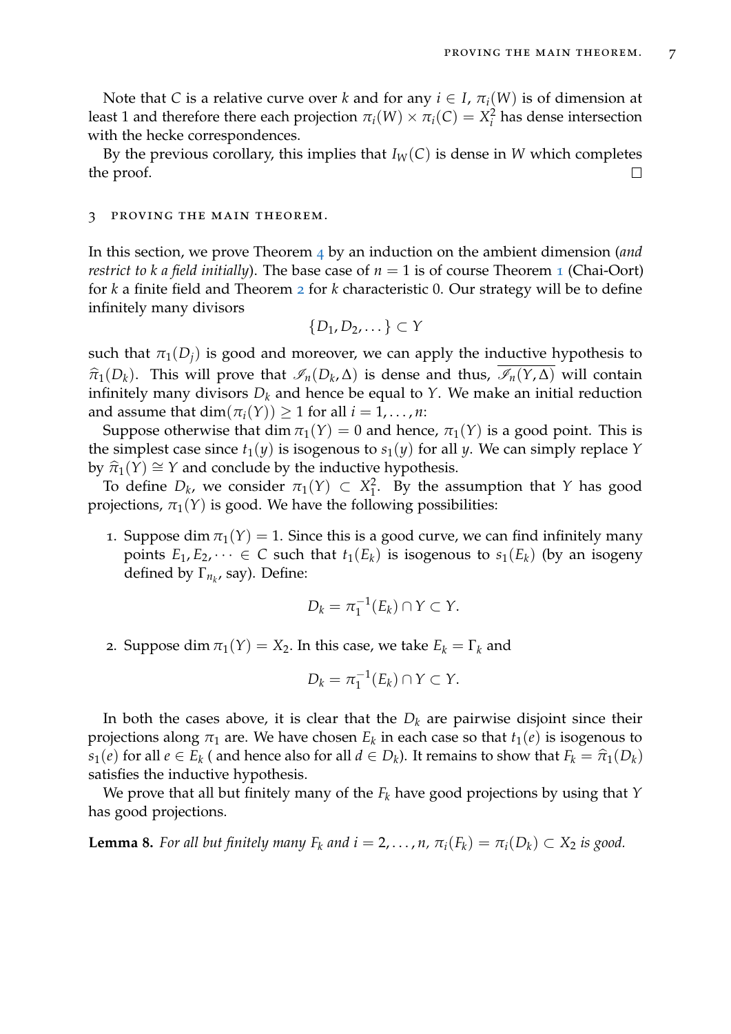Note that $C$ is a relative curve over $k$ and for any $i \in I$, $\pi_i(W)$ is of dimension at least 1 and therefore there each projection $\pi_i(W) \times \pi_i(C) = X_i^2$ has dense intersection with the hecke correspondences.

By the previous corollary, this implies that $I_W(C)$ is dense in $W$ which completes the proof. ◻

# 3 Proving the main theorem.

In this section, we prove Theorem 4 by an induction on the ambient dimension (*and restrict to k a field initially*). The base case of $n = 1$ is of course Theorem 1 (Chai-Oort) for $k$ a finite field and Theorem 2 for $k$ characteristic 0. Our strategy will be to define infinitely many divisors

$$\{D_1, D_2, \dots\} \subset Y$$

such that $\pi_1(D_j)$ is good and moreover, we can apply the inductive hypothesis to $\widehat{\pi}_1(D_k)$. This will prove that $\mathscr{I}_n(D_k, \Delta)$ is dense and thus, $\overline{\mathscr{I}_n(Y, \Delta)}$ will contain infinitely many divisors $D_k$ and hence be equal to $Y$. We make an initial reduction and assume that $\dim(\pi_i(Y)) \geq 1$ for all $i = 1, \dots, n$:

Suppose otherwise that $\dim \pi_1(Y) = 0$ and hence, $\pi_1(Y)$ is a good point. This is the simplest case since $t_1(y)$ is isogenous to $s_1(y)$ for all $y$. We can simply replace $Y$ by $\widehat{\pi}_1(Y) \cong Y$ and conclude by the inductive hypothesis.

To define $D_k$, we consider $\pi_1(Y) \subset X_1^2$. By the assumption that $Y$ has good projections, $\pi_1(Y)$ is good. We have the following possibilities:

1. Suppose $\dim \pi_1(Y) = 1$. Since this is a good curve, we can find infinitely many points $E_1, E_2, \dots \in C$ such that $t_1(E_k)$ is isogenous to $s_1(E_k)$ (by an isogeny defined by $\Gamma_{n_k}$, say). Define:

$$D_k = \pi_1^{-1}(E_k) \cap Y \subset Y.$$

2. Suppose $\dim \pi_1(Y) = X_2$. In this case, we take $E_k = \Gamma_k$ and

$$D_k = \pi_1^{-1}(E_k) \cap Y \subset Y.$$

In both the cases above, it is clear that the $D_k$ are pairwise disjoint since their projections along $\pi_1$ are. We have chosen $E_k$ in each case so that $t_1(e)$ is isogenous to $s_1(e)$ for all $e \in E_k$ ( and hence also for all $d \in D_k$). It remains to show that $F_k = \widehat{\pi}_1(D_k)$ satisfies the inductive hypothesis.

We prove that all but finitely many of the $F_k$ have good projections by using that $Y$ has good projections.

**Lemma 8.** *For all but finitely many $F_k$ and $i = 2, \dots, n$, $\pi_i(F_k) = \pi_i(D_k) \subset X_2$ is good.*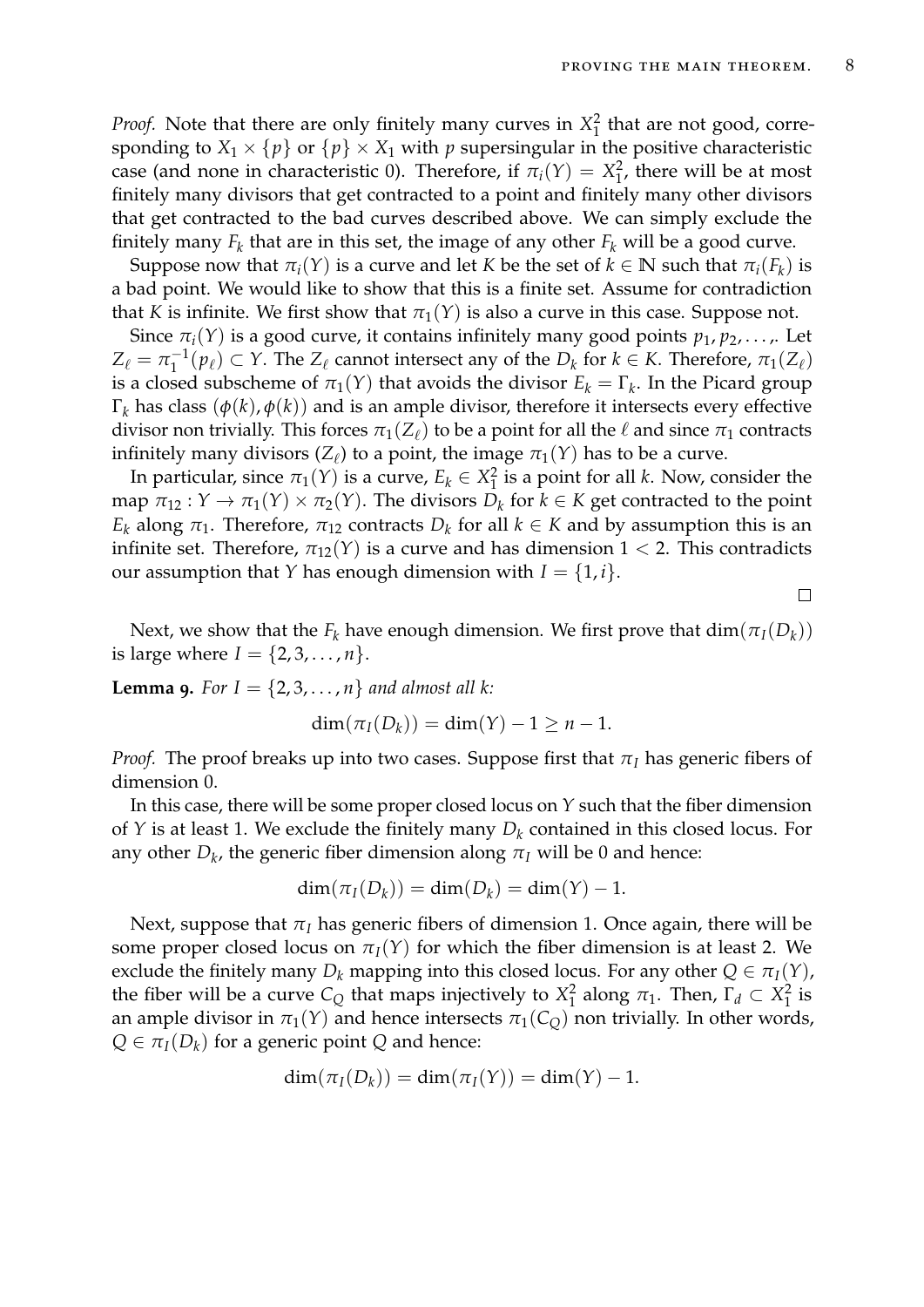*Proof.* Note that there are only finitely many curves in $X_1^2$ that are not good, corresponding to $X_1 \times \{p\}$ or $\{p\} \times X_1$ with $p$ supersingular in the positive characteristic case (and none in characteristic 0). Therefore, if $\pi_i(Y) = X_1^2$, there will be at most finitely many divisors that get contracted to a point and finitely many other divisors that get contracted to the bad curves described above. We can simply exclude the finitely many $F_k$ that are in this set, the image of any other $F_k$ will be a good curve.

Suppose now that $\pi_i(Y)$ is a curve and let $K$ be the set of $k \in \mathbb{N}$ such that $\pi_i(F_k)$ is a bad point. We would like to show that this is a finite set. Assume for contradiction that $K$ is infinite. We first show that $\pi_1(Y)$ is also a curve in this case. Suppose not.

Since $\pi_i(Y)$ is a good curve, it contains infinitely many good points $p_1, p_2, \ldots,$. Let $Z_\ell = \pi_1^{-1}(p_\ell) \subset Y$. The $Z_\ell$ cannot intersect any of the $D_k$ for $k \in K$. Therefore, $\pi_1(Z_\ell)$ is a closed subscheme of $\pi_1(Y)$ that avoids the divisor $E_k = \Gamma_k$. In the Picard group $\Gamma_k$ has class $(\phi(k), \phi(k))$ and is an ample divisor, therefore it intersects every effective divisor non trivially. This forces $\pi_1(Z_\ell)$ to be a point for all the $\ell$ and since $\pi_1$ contracts infinitely many divisors $(Z_\ell)$ to a point, the image $\pi_1(Y)$ has to be a curve.

In particular, since $\pi_1(Y)$ is a curve, $E_k \in X_1^2$ is a point for all $k$. Now, consider the map $\pi_{12} : Y \to \pi_1(Y) \times \pi_2(Y)$. The divisors $D_k$ for $k \in K$ get contracted to the point $E_k$ along $\pi_1$. Therefore, $\pi_{12}$ contracts $D_k$ for all $k \in K$ and by assumption this is an infinite set. Therefore, $\pi_{12}(Y)$ is a curve and has dimension $1 < 2$. This contradicts our assumption that $Y$ has enough dimension with $I = \{1, i\}$. □

Next, we show that the $F_k$ have enough dimension. We first prove that $\dim(\pi_I(D_k))$ is large where $I = \{2, 3, \ldots, n\}$.

**Lemma 9.** *For $I = \{2, 3, \ldots, n\}$ and almost all $k$:*

$$\dim(\pi_I(D_k)) = \dim(Y) - 1 \geq n - 1.$$

*Proof.* The proof breaks up into two cases. Suppose first that $\pi_I$ has generic fibers of dimension 0.

In this case, there will be some proper closed locus on $Y$ such that the fiber dimension of $Y$ is at least 1. We exclude the finitely many $D_k$ contained in this closed locus. For any other $D_k$, the generic fiber dimension along $\pi_I$ will be 0 and hence:

$$\dim(\pi_I(D_k)) = \dim(D_k) = \dim(Y) - 1.$$

Next, suppose that $\pi_I$ has generic fibers of dimension 1. Once again, there will be some proper closed locus on $\pi_I(Y)$ for which the fiber dimension is at least 2. We exclude the finitely many $D_k$ mapping into this closed locus. For any other $Q \in \pi_I(Y)$, the fiber will be a curve $C_Q$ that maps injectively to $X_1^2$ along $\pi_1$. Then, $\Gamma_d \subset X_1^2$ is an ample divisor in $\pi_1(Y)$ and hence intersects $\pi_1(C_Q)$ non trivially. In other words, $Q \in \pi_I(D_k)$ for a generic point $Q$ and hence:

$$\dim(\pi_I(D_k)) = \dim(\pi_I(Y)) = \dim(Y) - 1.$$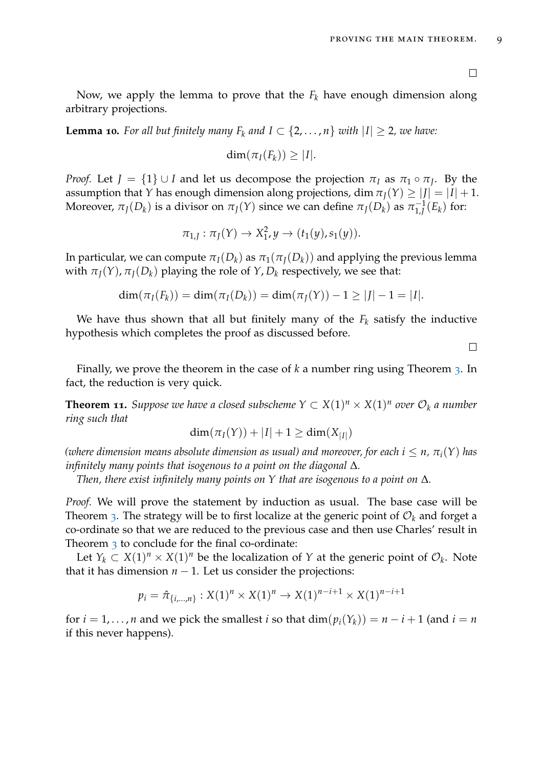□

Now, we apply the lemma to prove that the $F_k$ have enough dimension along arbitrary projections.

**Lemma 10.** *For all but finitely many $F_k$ and $I \subset \{2, \ldots, n\}$ with $|I| \geq 2$, we have:*

$$\dim(\pi_I(F_k)) \geq |I|.$$

*Proof.* Let $J = \{1\} \cup I$ and let us decompose the projection $\pi_I$ as $\pi_1 \circ \pi_J$. By the assumption that $Y$ has enough dimension along projections, $\dim \pi_J(Y) \geq |J| = |I| + 1$. Moreover, $\pi_J(D_k)$ is a divisor on $\pi_J(Y)$ since we can define $\pi_J(D_k)$ as $\pi_{1,J}^{-1}(E_k)$ for:

$$\pi_{1,J} : \pi_J(Y) \to X_1^2, y \to (t_1(y), s_1(y)).$$

In particular, we can compute $\pi_I(D_k)$ as $\pi_1(\pi_J(D_k))$ and applying the previous lemma with $\pi_J(Y), \pi_J(D_k)$ playing the role of $Y, D_k$ respectively, we see that:

$$\dim(\pi_I(F_k)) = \dim(\pi_I(D_k)) = \dim(\pi_J(Y)) - 1 \geq |J| - 1 = |I|.$$

We have thus shown that all but finitely many of the $F_k$ satisfy the inductive hypothesis which completes the proof as discussed before.

□

Finally, we prove the theorem in the case of $k$ a number ring using Theorem 3. In fact, the reduction is very quick.

**Theorem 11.** *Suppose we have a closed subscheme $Y \subset X(1)^n \times X(1)^n$ over $\mathcal{O}_k$ a number ring such that*

$$\dim(\pi_I(Y)) + |I| + 1 \geq \dim(X_{|I|})$$

*(where dimension means absolute dimension as usual) and moreover, for each $i \leq n$, $\pi_i(Y)$ has infinitely many points that isogenous to a point on the diagonal $\Delta$.*

*Then, there exist infinitely many points on $Y$ that are isogenous to a point on $\Delta$.*

*Proof.* We will prove the statement by induction as usual. The base case will be Theorem 3. The strategy will be to first localize at the generic point of $\mathcal{O}_k$ and forget a co-ordinate so that we are reduced to the previous case and then use Charles' result in Theorem 3 to conclude for the final co-ordinate:

Let $Y_k \subset X(1)^n \times X(1)^n$ be the localization of $Y$ at the generic point of $\mathcal{O}_k$. Note that it has dimension $n-1$. Let us consider the projections:

$$p_i = \hat{\pi}_{\{i,\ldots,n\}} : X(1)^n \times X(1)^n \to X(1)^{n-i+1} \times X(1)^{n-i+1}$$

for $i = 1, \ldots, n$ and we pick the smallest $i$ so that $\dim(p_i(Y_k)) = n - i + 1$ (and $i = n$ if this never happens).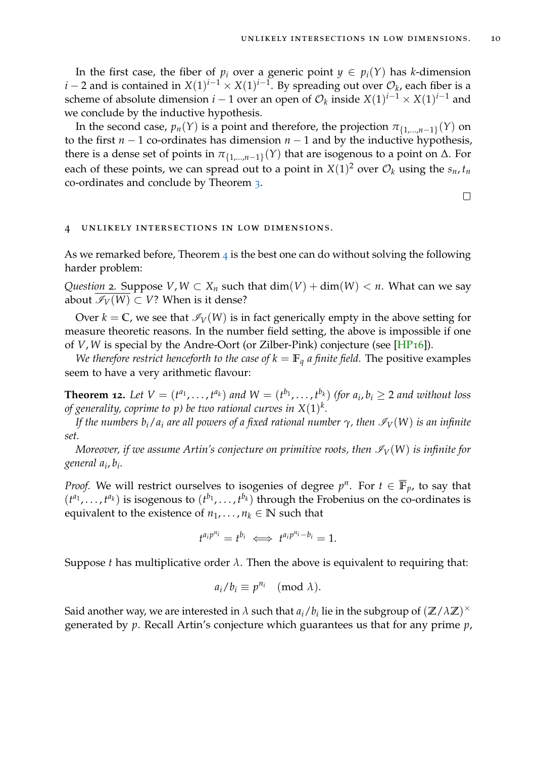In the first case, the fiber of $p_i$ over a generic point $y \in p_i(Y)$ has $k$-dimension $i-2$ and is contained in $X(1)^{i-1} \times X(1)^{i-1}$. By spreading out over $\mathcal{O}_k$, each fiber is a scheme of absolute dimension $i-1$ over an open of $\mathcal{O}_k$ inside $X(1)^{i-1} \times X(1)^{i-1}$ and we conclude by the inductive hypothesis.

In the second case, $p_n(Y)$ is a point and therefore, the projection $\pi_{\{1,\ldots,n-1\}}(Y)$ on to the first $n-1$ co-ordinates has dimension $n-1$ and by the inductive hypothesis, there is a dense set of points in $\pi_{\{1,\ldots,n-1\}}(Y)$ that are isogenous to a point on $\Delta$. For each of these points, we can spread out to a point in $X(1)^2$ over $\mathcal{O}_k$ using the $s_n, t_n$ co-ordinates and conclude by Theorem 3.

□

## 4 Unlikely intersections in low dimensions.

As we remarked before, Theorem 4 is the best one can do without solving the following harder problem:

*Question* 2. Suppose $V, W \subset X_n$ such that $\dim(V) + \dim(W) < n$. What can we say about $\overline{\mathscr{I}_V(W)} \subset V$? When is it dense?

Over $k = \mathbb{C}$, we see that $\mathscr{I}_V(W)$ is in fact generically empty in the above setting for measure theoretic reasons. In the number field setting, the above is impossible if one of $V, W$ is special by the Andre-Oort (or Zilber-Pink) conjecture (see [HP16]).

*We therefore restrict henceforth to the case of $k = \mathbb{F}_q$ a finite field.* The positive examples seem to have a very arithmetic flavour:

**Theorem 12.** *Let $V = (t^{a_1}, \ldots, t^{a_k})$ and $W = (t^{b_1}, \ldots, t^{b_k})$ (for $a_i, b_i \geq 2$ and without loss of generality, coprime to $p$) be two rational curves in $X(1)^k$.*

*If the numbers $b_i/a_i$ are all powers of a fixed rational number $\gamma$, then $\mathscr{I}_V(W)$ is an infinite set.*

*Moreover, if we assume Artin's conjecture on primitive roots, then $\mathscr{I}_V(W)$ is infinite for general $a_i, b_i$.*

*Proof.* We will restrict ourselves to isogenies of degree $p^n$. For $t \in \overline{\mathbb{F}}_p$, to say that $(t^{a_1}, \ldots, t^{a_k})$ is isogenous to $(t^{b_1}, \ldots, t^{b_k})$ through the Frobenius on the co-ordinates is equivalent to the existence of $n_1, \ldots, n_k \in \mathbb{N}$ such that

$$t^{a_i p^{n_i}} = t^{b_i} \iff t^{a_i p^{n_i} - b_i} = 1.$$

Suppose $t$ has multiplicative order $\lambda$. Then the above is equivalent to requiring that:

$$a_i/b_i \equiv p^{n_i} \pmod{\lambda}.$$

Said another way, we are interested in $\lambda$ such that $a_i/b_i$ lie in the subgroup of $(\mathbb{Z}/\lambda\mathbb{Z})^\times$ generated by $p$. Recall Artin's conjecture which guarantees us that for any prime $p$,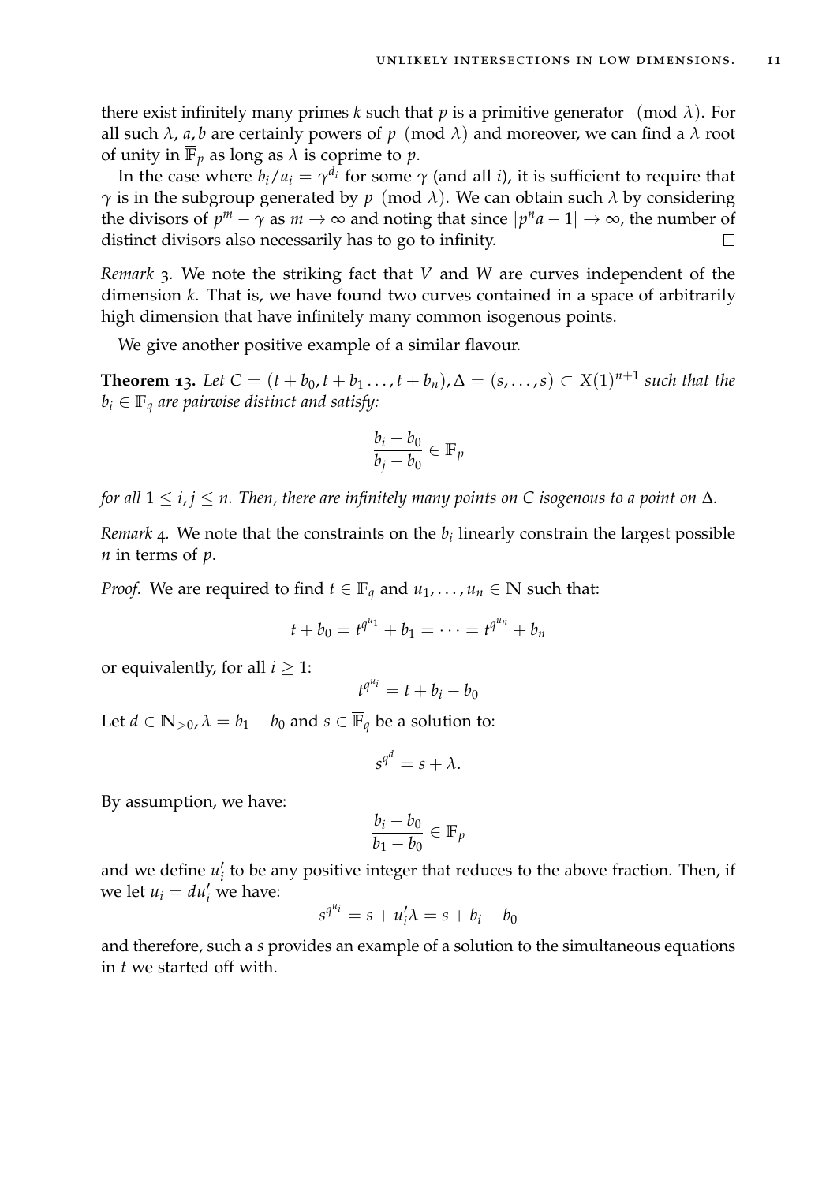there exist infinitely many primes $k$ such that $p$ is a primitive generator $\pmod{\lambda}$. For all such $\lambda$, $a, b$ are certainly powers of $p \pmod{\lambda}$ and moreover, we can find a $\lambda$ root of unity in $\overline{\mathbb{F}}_p$ as long as $\lambda$ is coprime to $p$.

In the case where $b_i/a_i = \gamma^{d_i}$ for some $\gamma$ (and all $i$), it is sufficient to require that $\gamma$ is in the subgroup generated by $p \pmod{\lambda}$. We can obtain such $\lambda$ by considering the divisors of $p^m - \gamma$ as $m \to \infty$ and noting that since $|p^n a - 1| \to \infty$, the number of distinct divisors also necessarily has to go to infinity. $\square$

*Remark* 3. We note the striking fact that $V$ and $W$ are curves independent of the dimension $k$. That is, we have found two curves contained in a space of arbitrarily high dimension that have infinitely many common isogenous points.

We give another positive example of a similar flavour.

**Theorem 13.** *Let $C = (t + b_0, t + b_1 \ldots, t + b_n), \Delta = (s, \ldots, s) \subset X(1)^{n+1}$ such that the $b_i \in \mathbb{F}_q$ are pairwise distinct and satisfy:*

$$\frac{b_i - b_0}{b_j - b_0} \in \mathbb{F}_p$$

*for all $1 \leq i, j \leq n$. Then, there are infinitely many points on $C$ isogenous to a point on $\Delta$.*

*Remark* 4. We note that the constraints on the $b_i$ linearly constrain the largest possible $n$ in terms of $p$.

*Proof.* We are required to find $t \in \overline{\mathbb{F}}_q$ and $u_1, \ldots, u_n \in \mathbb{N}$ such that:

$$t + b_0 = t^{q^{u_1}} + b_1 = \cdots = t^{q^{u_n}} + b_n$$

or equivalently, for all $i \geq 1$:

$$t^{q^{u_i}} = t + b_i - b_0$$

Let $d \in \mathbb{N}_{>0}, \lambda = b_1 - b_0$ and $s \in \overline{\mathbb{F}}_q$ be a solution to:

$$s^{q^d} = s + \lambda.$$

By assumption, we have:

$$\frac{b_i - b_0}{b_1 - b_0} \in \mathbb{F}_p$$

and we define $u_i'$ to be any positive integer that reduces to the above fraction. Then, if we let $u_i = du_i'$ we have:

$$s^{q^{u_i}} = s + u_i'\lambda = s + b_i - b_0$$

and therefore, such a $s$ provides an example of a solution to the simultaneous equations in $t$ we started off with.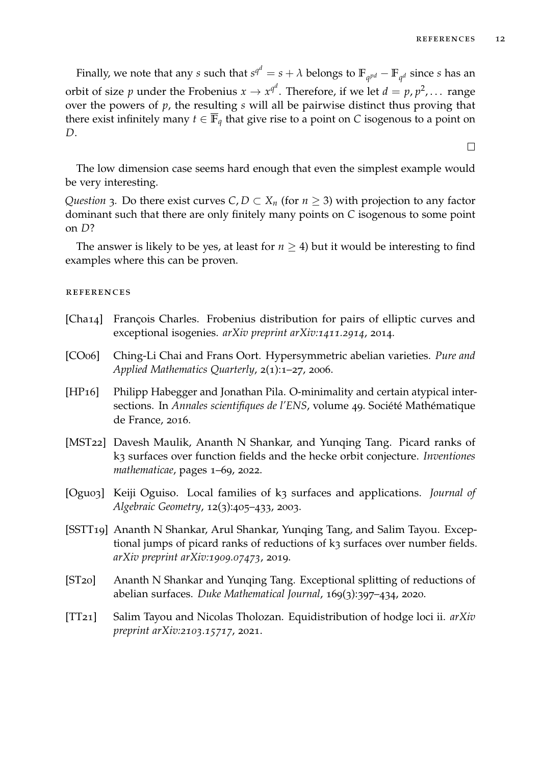Finally, we note that any $s$ such that $s^{q^d} = s + \lambda$ belongs to $\mathbb{F}_{q^{pd}} - \mathbb{F}_{q^d}$ since $s$ has an orbit of size $p$ under the Frobenius $x \to x^{q^d}$. Therefore, if we let $d = p, p^2, \dots$ range over the powers of $p$, the resulting $s$ will all be pairwise distinct thus proving that there exist infinitely many $t \in \overline{\mathbb{F}}_q$ that give rise to a point on $C$ isogenous to a point on $D$.

$\square$

The low dimension case seems hard enough that even the simplest example would be very interesting.

*Question* 3. Do there exist curves $C, D \subset X_n$ (for $n \geq 3$) with projection to any factor dominant such that there are only finitely many points on $C$ isogenous to some point on $D$?

The answer is likely to be yes, at least for $n \geq 4$) but it would be interesting to find examples where this can be proven.

## References

- [Cha14] François Charles. Frobenius distribution for pairs of elliptic curves and exceptional isogenies. *arXiv preprint arXiv:1411.2914*, 2014.
- [CO06] Ching-Li Chai and Frans Oort. Hypersymmetric abelian varieties. *Pure and Applied Mathematics Quarterly*, 2(1):1–27, 2006.
- [HP16] Philipp Habegger and Jonathan Pila. O-minimality and certain atypical intersections. In *Annales scientifiques de l'ENS*, volume 49. Société Mathématique de France, 2016.
- [MST22] Davesh Maulik, Ananth N Shankar, and Yunqing Tang. Picard ranks of k3 surfaces over function fields and the hecke orbit conjecture. *Inventiones mathematicae*, pages 1–69, 2022.
- [Ogu03] Keiji Oguiso. Local families of k3 surfaces and applications. *Journal of Algebraic Geometry*, 12(3):405–433, 2003.
- [SSTT19] Ananth N Shankar, Arul Shankar, Yunqing Tang, and Salim Tayou. Exceptional jumps of picard ranks of reductions of k3 surfaces over number fields. *arXiv preprint arXiv:1909.07473*, 2019.
- [ST20] Ananth N Shankar and Yunqing Tang. Exceptional splitting of reductions of abelian surfaces. *Duke Mathematical Journal*, 169(3):397–434, 2020.
- [TT21] Salim Tayou and Nicolas Tholozan. Equidistribution of hodge loci ii. *arXiv preprint arXiv:2103.15717*, 2021.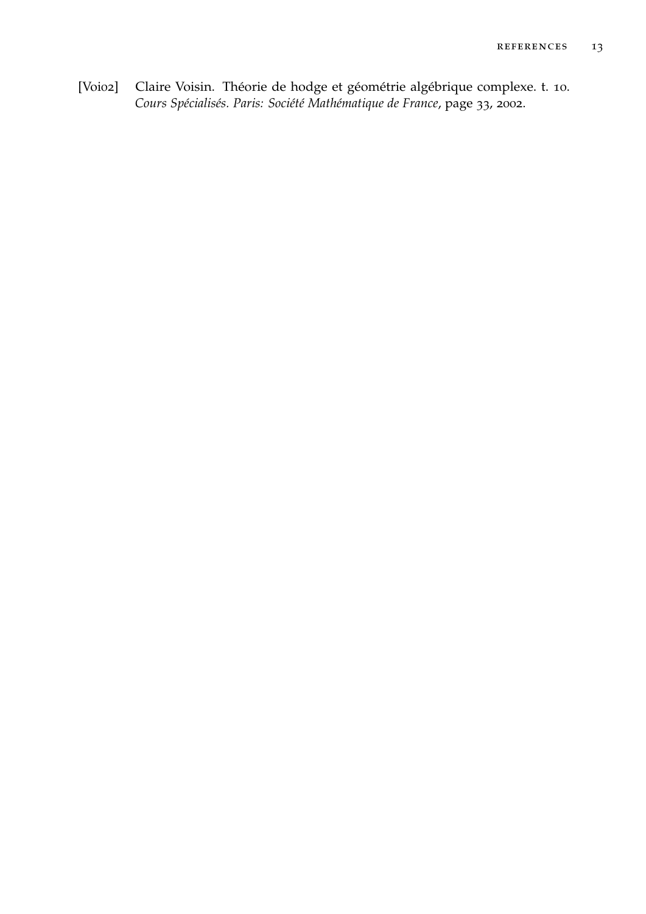[Voi02] Claire Voisin. Théorie de hodge et géométrie algébrique complexe. t. 10. *Cours Spécialisés. Paris: Société Mathématique de France*, page 33, 2002.